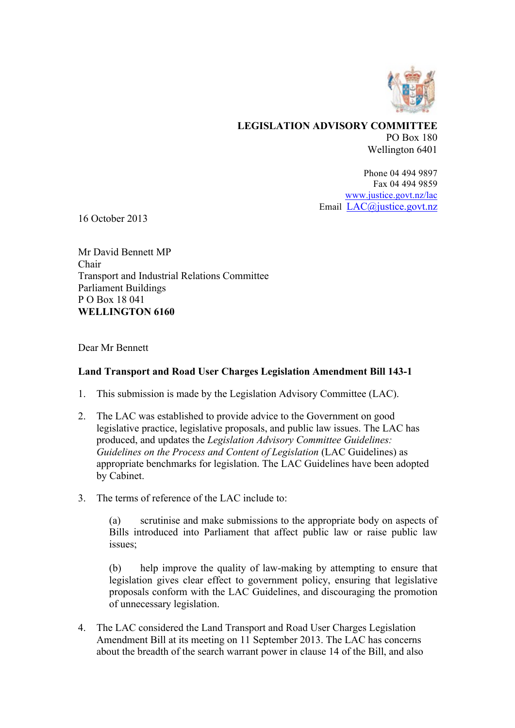**LEGISLATION ADVISORY COMMITTEE**
PO Box 180
Wellington 6401

Phone 04 494 9897
Fax 04 494 9859
www.justice.govt.nz/lac
Email LAC@justice.govt.nz

16 October 2013

Mr David Bennett MP
Chair
Transport and Industrial Relations Committee
Parliament Buildings
P O Box 18 041
**WELLINGTON 6160**

Dear Mr Bennett

**Land Transport and Road User Charges Legislation Amendment Bill 143-1**

1. This submission is made by the Legislation Advisory Committee (LAC).

2. The LAC was established to provide advice to the Government on good legislative practice, legislative proposals, and public law issues. The LAC has produced, and updates the *Legislation Advisory Committee Guidelines: Guidelines on the Process and Content of Legislation* (LAC Guidelines) as appropriate benchmarks for legislation. The LAC Guidelines have been adopted by Cabinet.

3. The terms of reference of the LAC include to:

   (a) scrutinise and make submissions to the appropriate body on aspects of Bills introduced into Parliament that affect public law or raise public law issues;

   (b) help improve the quality of law-making by attempting to ensure that legislation gives clear effect to government policy, ensuring that legislative proposals conform with the LAC Guidelines, and discouraging the promotion of unnecessary legislation.

4. The LAC considered the Land Transport and Road User Charges Legislation Amendment Bill at its meeting on 11 September 2013. The LAC has concerns about the breadth of the search warrant power in clause 14 of the Bill, and also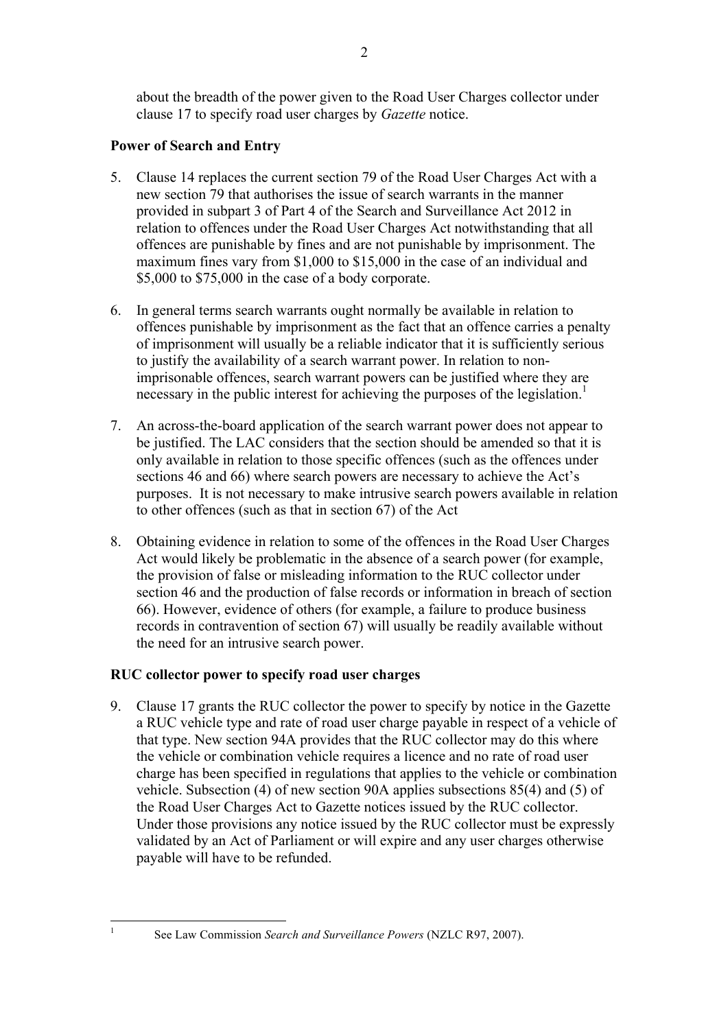about the breadth of the power given to the Road User Charges collector under clause 17 to specify road user charges by *Gazette* notice.

**Power of Search and Entry**

5. Clause 14 replaces the current section 79 of the Road User Charges Act with a new section 79 that authorises the issue of search warrants in the manner provided in subpart 3 of Part 4 of the Search and Surveillance Act 2012 in relation to offences under the Road User Charges Act notwithstanding that all offences are punishable by fines and are not punishable by imprisonment. The maximum fines vary from $1,000 to $15,000 in the case of an individual and $5,000 to $75,000 in the case of a body corporate.

6. In general terms search warrants ought normally be available in relation to offences punishable by imprisonment as the fact that an offence carries a penalty of imprisonment will usually be a reliable indicator that it is sufficiently serious to justify the availability of a search warrant power. In relation to non-imprisonable offences, search warrant powers can be justified where they are necessary in the public interest for achieving the purposes of the legislation.[1]

7. An across-the-board application of the search warrant power does not appear to be justified. The LAC considers that the section should be amended so that it is only available in relation to those specific offences (such as the offences under sections 46 and 66) where search powers are necessary to achieve the Act's purposes. It is not necessary to make intrusive search powers available in relation to other offences (such as that in section 67) of the Act

8. Obtaining evidence in relation to some of the offences in the Road User Charges Act would likely be problematic in the absence of a search power (for example, the provision of false or misleading information to the RUC collector under section 46 and the production of false records or information in breach of section 66). However, evidence of others (for example, a failure to produce business records in contravention of section 67) will usually be readily available without the need for an intrusive search power.

**RUC collector power to specify road user charges**

9. Clause 17 grants the RUC collector the power to specify by notice in the Gazette a RUC vehicle type and rate of road user charge payable in respect of a vehicle of that type. New section 94A provides that the RUC collector may do this where the vehicle or combination vehicle requires a licence and no rate of road user charge has been specified in regulations that applies to the vehicle or combination vehicle. Subsection (4) of new section 90A applies subsections 85(4) and (5) of the Road User Charges Act to Gazette notices issued by the RUC collector. Under those provisions any notice issued by the RUC collector must be expressly validated by an Act of Parliament or will expire and any user charges otherwise payable will have to be refunded.

[1] See Law Commission *Search and Surveillance Powers* (NZLC R97, 2007).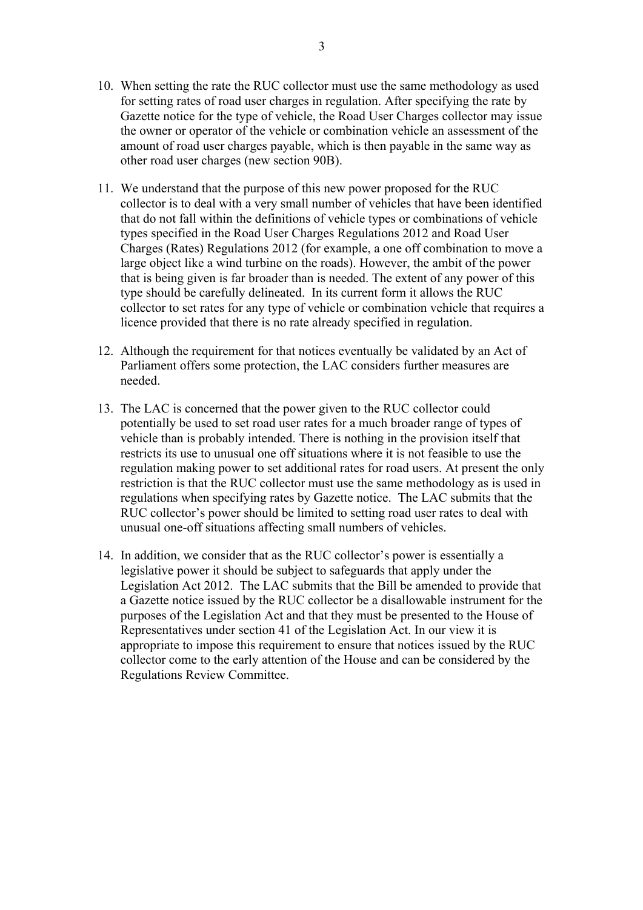10. When setting the rate the RUC collector must use the same methodology as used for setting rates of road user charges in regulation. After specifying the rate by Gazette notice for the type of vehicle, the Road User Charges collector may issue the owner or operator of the vehicle or combination vehicle an assessment of the amount of road user charges payable, which is then payable in the same way as other road user charges (new section 90B).

11. We understand that the purpose of this new power proposed for the RUC collector is to deal with a very small number of vehicles that have been identified that do not fall within the definitions of vehicle types or combinations of vehicle types specified in the Road User Charges Regulations 2012 and Road User Charges (Rates) Regulations 2012 (for example, a one off combination to move a large object like a wind turbine on the roads). However, the ambit of the power that is being given is far broader than is needed. The extent of any power of this type should be carefully delineated. In its current form it allows the RUC collector to set rates for any type of vehicle or combination vehicle that requires a licence provided that there is no rate already specified in regulation.

12. Although the requirement for that notices eventually be validated by an Act of Parliament offers some protection, the LAC considers further measures are needed.

13. The LAC is concerned that the power given to the RUC collector could potentially be used to set road user rates for a much broader range of types of vehicle than is probably intended. There is nothing in the provision itself that restricts its use to unusual one off situations where it is not feasible to use the regulation making power to set additional rates for road users. At present the only restriction is that the RUC collector must use the same methodology as is used in regulations when specifying rates by Gazette notice. The LAC submits that the RUC collector's power should be limited to setting road user rates to deal with unusual one-off situations affecting small numbers of vehicles.

14. In addition, we consider that as the RUC collector's power is essentially a legislative power it should be subject to safeguards that apply under the Legislation Act 2012. The LAC submits that the Bill be amended to provide that a Gazette notice issued by the RUC collector be a disallowable instrument for the purposes of the Legislation Act and that they must be presented to the House of Representatives under section 41 of the Legislation Act. In our view it is appropriate to impose this requirement to ensure that notices issued by the RUC collector come to the early attention of the House and can be considered by the Regulations Review Committee.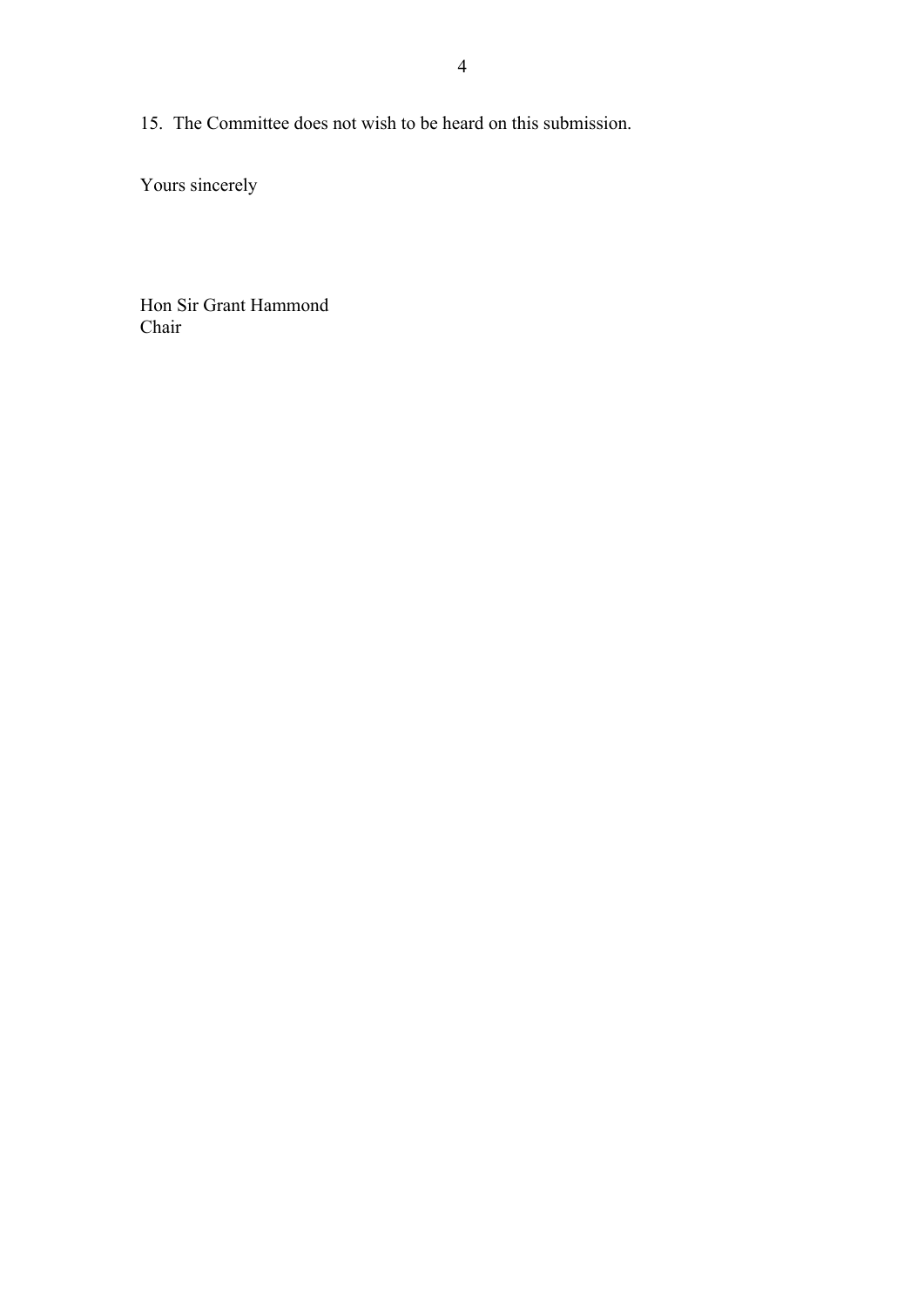15. The Committee does not wish to be heard on this submission.

Yours sincerely

Hon Sir Grant Hammond
Chair